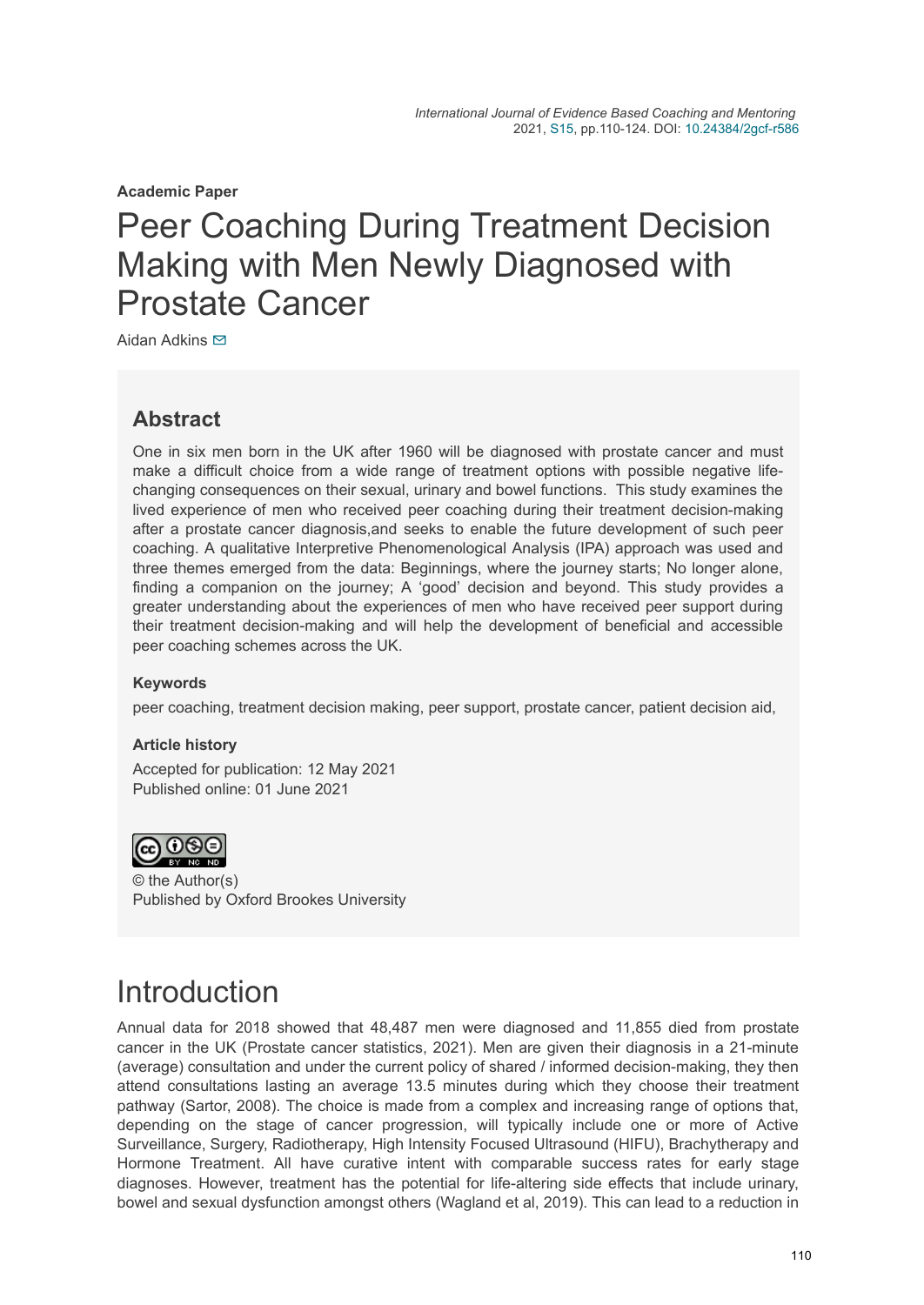Academic Paper

# Peer Coaching During Treatment Decision Making with Men Newly Diagnosed with Prostate Cancer

Aidan Adkins

## Abstract

One in six men born in the UK after 1960 will be diagnosed with prostate cancer and must make a difficult choice from a wide range of treatment options with possible negative life-changing consequences on their sexual, urinary and bowel functions. This study examines the lived experience of men who received peer coaching during their treatment decision-making after a prostate cancer diagnosis,and seeks to enable the future development of such peer coaching. A qualitative Interpretive Phenomenological Analysis (IPA) approach was used and three themes emerged from the data: Beginnings, where the journey starts; No longer alone, finding a companion on the journey; A 'good' decision and beyond. This study provides a greater understanding about the experiences of men who have received peer support during their treatment decision-making and will help the development of beneficial and accessible peer coaching schemes across the UK.

### Keywords

peer coaching, treatment decision making, peer support, prostate cancer, patient decision aid,

### Article history

Accepted for publication: 12 May 2021
Published online: 01 June 2021

© the Author(s)
Published by Oxford Brookes University

## Introduction

Annual data for 2018 showed that 48,487 men were diagnosed and 11,855 died from prostate cancer in the UK (Prostate cancer statistics, 2021). Men are given their diagnosis in a 21-minute (average) consultation and under the current policy of shared / informed decision-making, they then attend consultations lasting an average 13.5 minutes during which they choose their treatment pathway (Sartor, 2008). The choice is made from a complex and increasing range of options that, depending on the stage of cancer progression, will typically include one or more of Active Surveillance, Surgery, Radiotherapy, High Intensity Focused Ultrasound (HIFU), Brachytherapy and Hormone Treatment. All have curative intent with comparable success rates for early stage diagnoses. However, treatment has the potential for life-altering side effects that include urinary, bowel and sexual dysfunction amongst others (Wagland et al, 2019). This can lead to a reduction in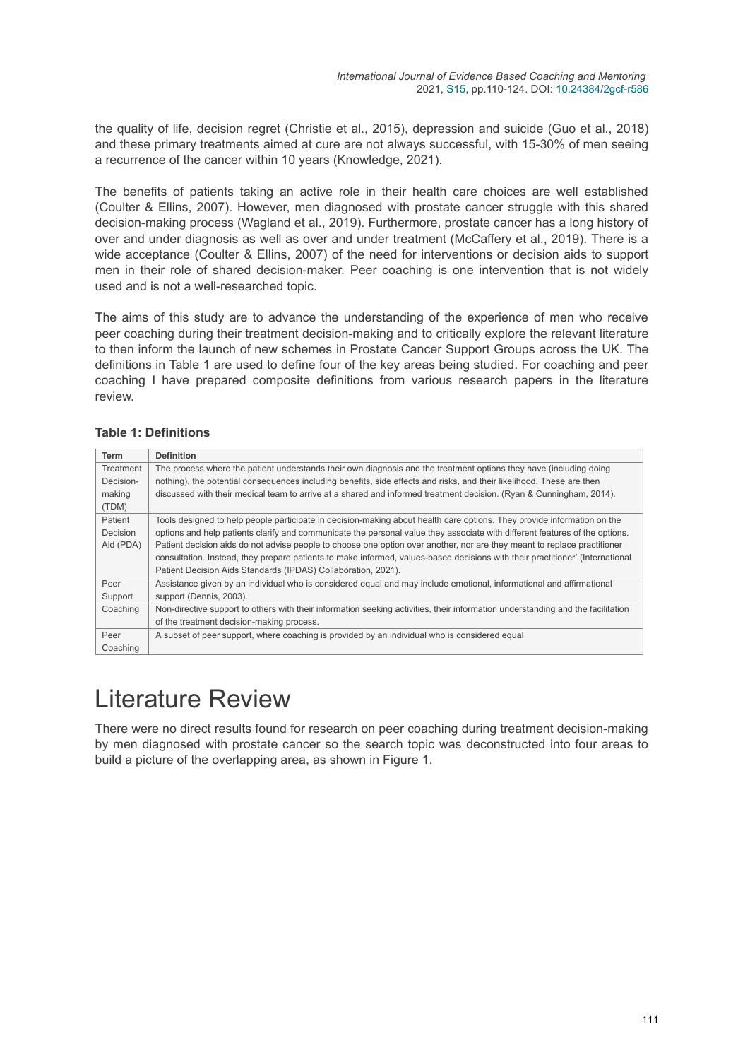the quality of life, decision regret (Christie et al., 2015), depression and suicide (Guo et al., 2018) and these primary treatments aimed at cure are not always successful, with 15-30% of men seeing a recurrence of the cancer within 10 years (Knowledge, 2021).

The benefits of patients taking an active role in their health care choices are well established (Coulter & Ellins, 2007). However, men diagnosed with prostate cancer struggle with this shared decision-making process (Wagland et al., 2019). Furthermore, prostate cancer has a long history of over and under diagnosis as well as over and under treatment (McCaffery et al., 2019). There is a wide acceptance (Coulter & Ellins, 2007) of the need for interventions or decision aids to support men in their role of shared decision-maker. Peer coaching is one intervention that is not widely used and is not a well-researched topic.

The aims of this study are to advance the understanding of the experience of men who receive peer coaching during their treatment decision-making and to critically explore the relevant literature to then inform the launch of new schemes in Prostate Cancer Support Groups across the UK. The definitions in Table 1 are used to define four of the key areas being studied. For coaching and peer coaching I have prepared composite definitions from various research papers in the literature review.

**Table 1: Definitions**

| Term | Definition |
|---|---|
| Treatment Decision-making (TDM) | The process where the patient understands their own diagnosis and the treatment options they have (including doing nothing), the potential consequences including benefits, side effects and risks, and their likelihood. These are then discussed with their medical team to arrive at a shared and informed treatment decision. (Ryan & Cunningham, 2014). |
| Patient Decision Aid (PDA) | Tools designed to help people participate in decision-making about health care options. They provide information on the options and help patients clarify and communicate the personal value they associate with different features of the options. Patient decision aids do not advise people to choose one option over another, nor are they meant to replace practitioner consultation. Instead, they prepare patients to make informed, values-based decisions with their practitioner' (International Patient Decision Aids Standards (IPDAS) Collaboration, 2021). |
| Peer Support | Assistance given by an individual who is considered equal and may include emotional, informational and affirmational support (Dennis, 2003). |
| Coaching | Non-directive support to others with their information seeking activities, their information understanding and the facilitation of the treatment decision-making process. |
| Peer Coaching | A subset of peer support, where coaching is provided by an individual who is considered equal |

# Literature Review

There were no direct results found for research on peer coaching during treatment decision-making by men diagnosed with prostate cancer so the search topic was deconstructed into four areas to build a picture of the overlapping area, as shown in Figure 1.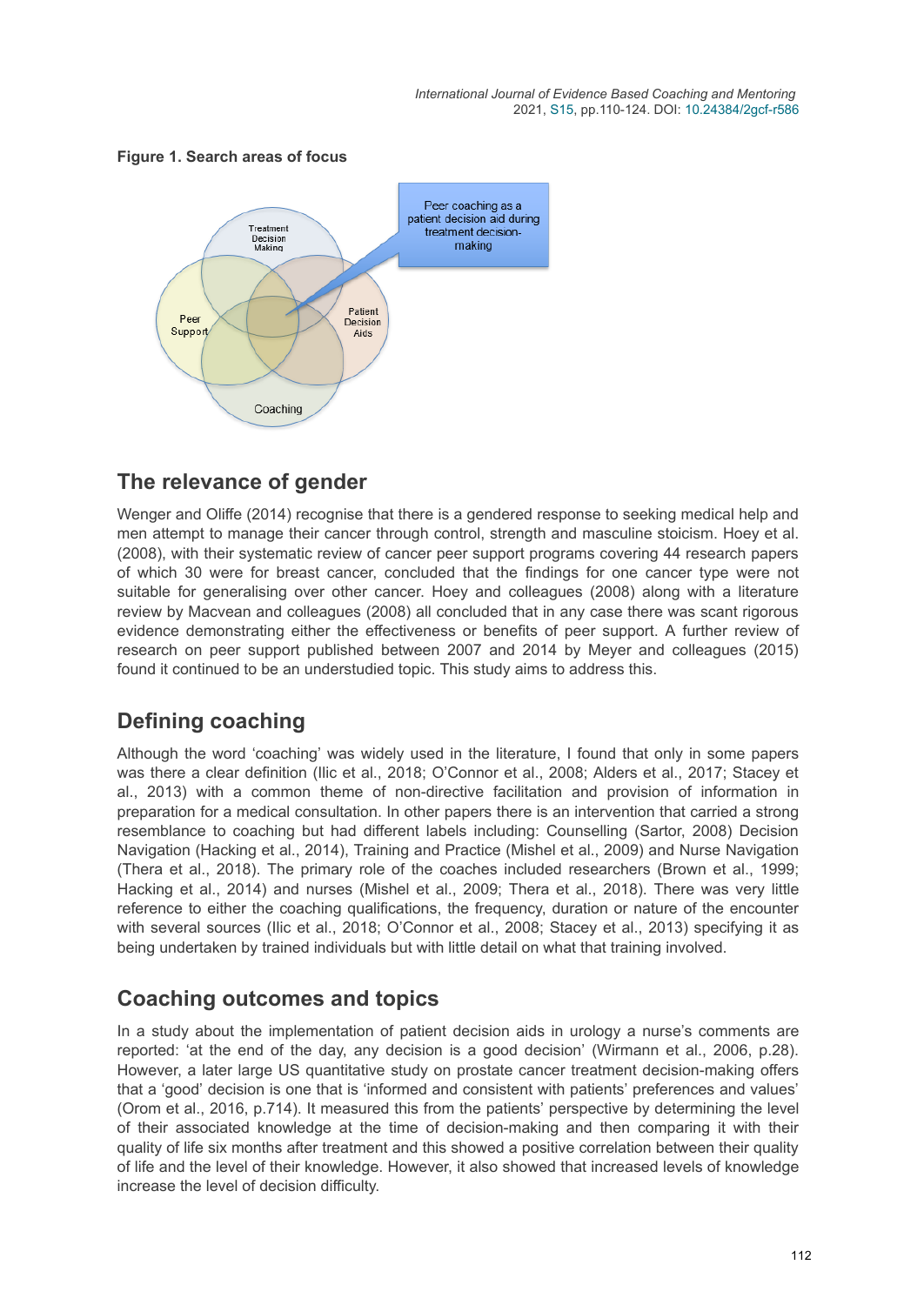**Figure 1. Search areas of focus**

Treatment Decision Making

Peer Support

Patient Decision Aids

Coaching

Peer coaching as a patient decision aid during treatment decision-making

## The relevance of gender

Wenger and Oliffe (2014) recognise that there is a gendered response to seeking medical help and men attempt to manage their cancer through control, strength and masculine stoicism. Hoey et al. (2008), with their systematic review of cancer peer support programs covering 44 research papers of which 30 were for breast cancer, concluded that the findings for one cancer type were not suitable for generalising over other cancer. Hoey and colleagues (2008) along with a literature review by Macvean and colleagues (2008) all concluded that in any case there was scant rigorous evidence demonstrating either the effectiveness or benefits of peer support. A further review of research on peer support published between 2007 and 2014 by Meyer and colleagues (2015) found it continued to be an understudied topic. This study aims to address this.

## Defining coaching

Although the word 'coaching' was widely used in the literature, I found that only in some papers was there a clear definition (Ilic et al., 2018; O'Connor et al., 2008; Alders et al., 2017; Stacey et al., 2013) with a common theme of non-directive facilitation and provision of information in preparation for a medical consultation. In other papers there is an intervention that carried a strong resemblance to coaching but had different labels including: Counselling (Sartor, 2008) Decision Navigation (Hacking et al., 2014), Training and Practice (Mishel et al., 2009) and Nurse Navigation (Thera et al., 2018). The primary role of the coaches included researchers (Brown et al., 1999; Hacking et al., 2014) and nurses (Mishel et al., 2009; Thera et al., 2018). There was very little reference to either the coaching qualifications, the frequency, duration or nature of the encounter with several sources (Ilic et al., 2018; O'Connor et al., 2008; Stacey et al., 2013) specifying it as being undertaken by trained individuals but with little detail on what that training involved.

## Coaching outcomes and topics

In a study about the implementation of patient decision aids in urology a nurse's comments are reported: 'at the end of the day, any decision is a good decision' (Wirmann et al., 2006, p.28). However, a later large US quantitative study on prostate cancer treatment decision-making offers that a 'good' decision is one that is 'informed and consistent with patients' preferences and values' (Orom et al., 2016, p.714). It measured this from the patients' perspective by determining the level of their associated knowledge at the time of decision-making and then comparing it with their quality of life six months after treatment and this showed a positive correlation between their quality of life and the level of their knowledge. However, it also showed that increased levels of knowledge increase the level of decision difficulty.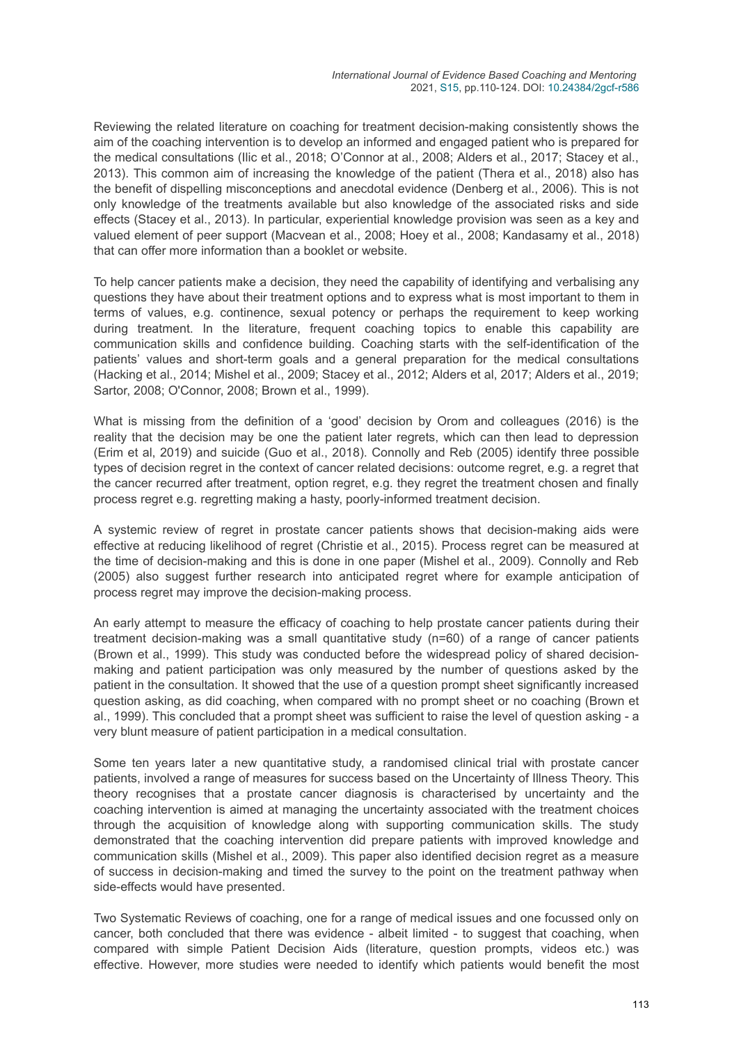Reviewing the related literature on coaching for treatment decision-making consistently shows the aim of the coaching intervention is to develop an informed and engaged patient who is prepared for the medical consultations (Ilic et al., 2018; O'Connor at al., 2008; Alders et al., 2017; Stacey et al., 2013). This common aim of increasing the knowledge of the patient (Thera et al., 2018) also has the benefit of dispelling misconceptions and anecdotal evidence (Denberg et al., 2006). This is not only knowledge of the treatments available but also knowledge of the associated risks and side effects (Stacey et al., 2013). In particular, experiential knowledge provision was seen as a key and valued element of peer support (Macvean et al., 2008; Hoey et al., 2008; Kandasamy et al., 2018) that can offer more information than a booklet or website.

To help cancer patients make a decision, they need the capability of identifying and verbalising any questions they have about their treatment options and to express what is most important to them in terms of values, e.g. continence, sexual potency or perhaps the requirement to keep working during treatment. In the literature, frequent coaching topics to enable this capability are communication skills and confidence building. Coaching starts with the self-identification of the patients' values and short-term goals and a general preparation for the medical consultations (Hacking et al., 2014; Mishel et al., 2009; Stacey et al., 2012; Alders et al, 2017; Alders et al., 2019; Sartor, 2008; O'Connor, 2008; Brown et al., 1999).

What is missing from the definition of a 'good' decision by Orom and colleagues (2016) is the reality that the decision may be one the patient later regrets, which can then lead to depression (Erim et al, 2019) and suicide (Guo et al., 2018). Connolly and Reb (2005) identify three possible types of decision regret in the context of cancer related decisions: outcome regret, e.g. a regret that the cancer recurred after treatment, option regret, e.g. they regret the treatment chosen and finally process regret e.g. regretting making a hasty, poorly-informed treatment decision.

A systemic review of regret in prostate cancer patients shows that decision-making aids were effective at reducing likelihood of regret (Christie et al., 2015). Process regret can be measured at the time of decision-making and this is done in one paper (Mishel et al., 2009). Connolly and Reb (2005) also suggest further research into anticipated regret where for example anticipation of process regret may improve the decision-making process.

An early attempt to measure the efficacy of coaching to help prostate cancer patients during their treatment decision-making was a small quantitative study (n=60) of a range of cancer patients (Brown et al., 1999). This study was conducted before the widespread policy of shared decision-making and patient participation was only measured by the number of questions asked by the patient in the consultation. It showed that the use of a question prompt sheet significantly increased question asking, as did coaching, when compared with no prompt sheet or no coaching (Brown et al., 1999). This concluded that a prompt sheet was sufficient to raise the level of question asking - a very blunt measure of patient participation in a medical consultation.

Some ten years later a new quantitative study, a randomised clinical trial with prostate cancer patients, involved a range of measures for success based on the Uncertainty of Illness Theory. This theory recognises that a prostate cancer diagnosis is characterised by uncertainty and the coaching intervention is aimed at managing the uncertainty associated with the treatment choices through the acquisition of knowledge along with supporting communication skills. The study demonstrated that the coaching intervention did prepare patients with improved knowledge and communication skills (Mishel et al., 2009). This paper also identified decision regret as a measure of success in decision-making and timed the survey to the point on the treatment pathway when side-effects would have presented.

Two Systematic Reviews of coaching, one for a range of medical issues and one focussed only on cancer, both concluded that there was evidence - albeit limited - to suggest that coaching, when compared with simple Patient Decision Aids (literature, question prompts, videos etc.) was effective. However, more studies were needed to identify which patients would benefit the most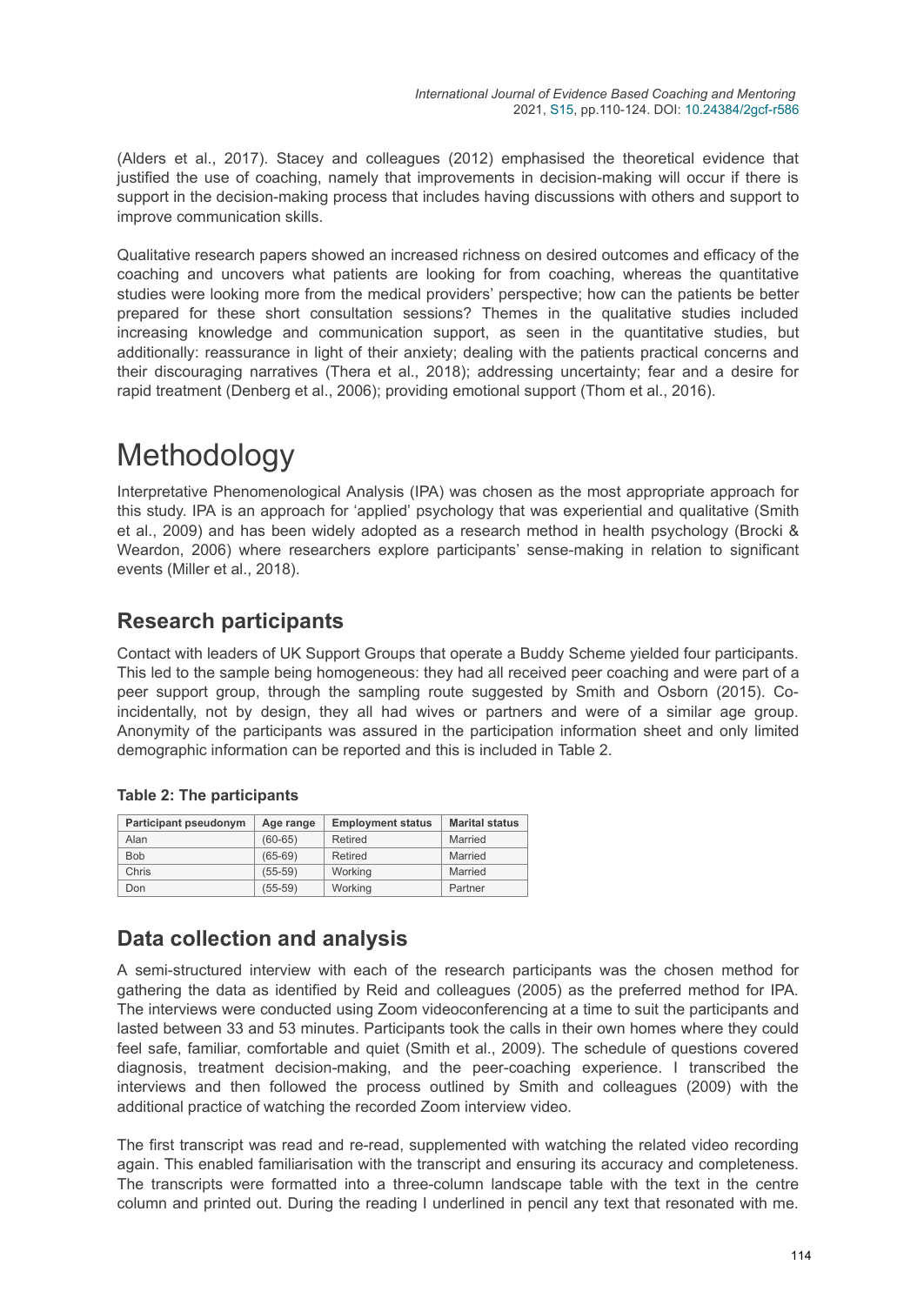(Alders et al., 2017). Stacey and colleagues (2012) emphasised the theoretical evidence that justified the use of coaching, namely that improvements in decision-making will occur if there is support in the decision-making process that includes having discussions with others and support to improve communication skills.

Qualitative research papers showed an increased richness on desired outcomes and efficacy of the coaching and uncovers what patients are looking for from coaching, whereas the quantitative studies were looking more from the medical providers' perspective; how can the patients be better prepared for these short consultation sessions? Themes in the qualitative studies included increasing knowledge and communication support, as seen in the quantitative studies, but additionally: reassurance in light of their anxiety; dealing with the patients practical concerns and their discouraging narratives (Thera et al., 2018); addressing uncertainty; fear and a desire for rapid treatment (Denberg et al., 2006); providing emotional support (Thom et al., 2016).

# Methodology

Interpretative Phenomenological Analysis (IPA) was chosen as the most appropriate approach for this study. IPA is an approach for 'applied' psychology that was experiential and qualitative (Smith et al., 2009) and has been widely adopted as a research method in health psychology (Brocki & Weardon, 2006) where researchers explore participants' sense-making in relation to significant events (Miller et al., 2018).

## Research participants

Contact with leaders of UK Support Groups that operate a Buddy Scheme yielded four participants. This led to the sample being homogeneous: they had all received peer coaching and were part of a peer support group, through the sampling route suggested by Smith and Osborn (2015). Co-incidentally, not by design, they all had wives or partners and were of a similar age group. Anonymity of the participants was assured in the participation information sheet and only limited demographic information can be reported and this is included in Table 2.

**Table 2: The participants**

| Participant pseudonym | Age range | Employment status | Marital status |
|---|---|---|---|
| Alan | (60-65) | Retired | Married |
| Bob | (65-69) | Retired | Married |
| Chris | (55-59) | Working | Married |
| Don | (55-59) | Working | Partner |

## Data collection and analysis

A semi-structured interview with each of the research participants was the chosen method for gathering the data as identified by Reid and colleagues (2005) as the preferred method for IPA. The interviews were conducted using Zoom videoconferencing at a time to suit the participants and lasted between 33 and 53 minutes. Participants took the calls in their own homes where they could feel safe, familiar, comfortable and quiet (Smith et al., 2009). The schedule of questions covered diagnosis, treatment decision-making, and the peer-coaching experience. I transcribed the interviews and then followed the process outlined by Smith and colleagues (2009) with the additional practice of watching the recorded Zoom interview video.

The first transcript was read and re-read, supplemented with watching the related video recording again. This enabled familiarisation with the transcript and ensuring its accuracy and completeness. The transcripts were formatted into a three-column landscape table with the text in the centre column and printed out. During the reading I underlined in pencil any text that resonated with me.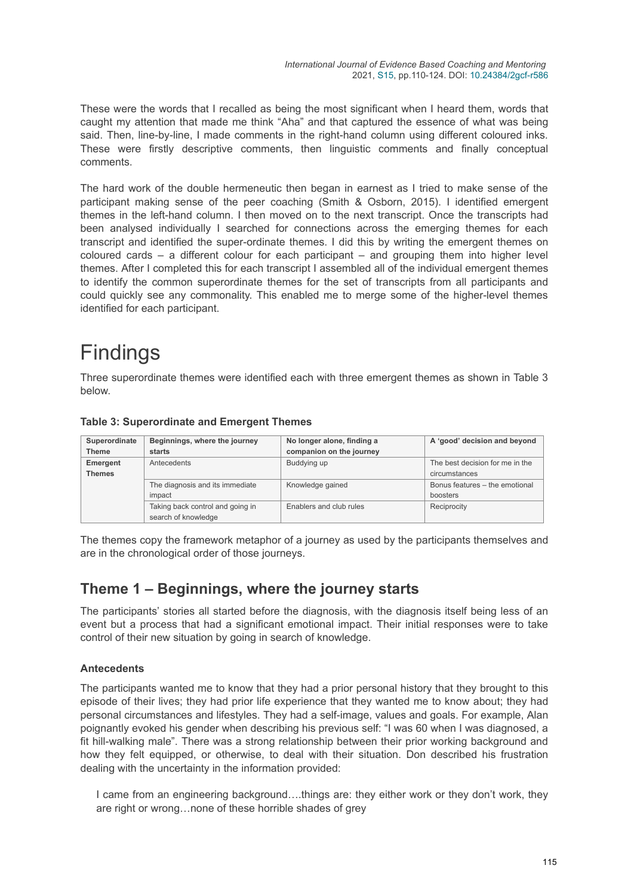These were the words that I recalled as being the most significant when I heard them, words that caught my attention that made me think "Aha" and that captured the essence of what was being said. Then, line-by-line, I made comments in the right-hand column using different coloured inks. These were firstly descriptive comments, then linguistic comments and finally conceptual comments.

The hard work of the double hermeneutic then began in earnest as I tried to make sense of the participant making sense of the peer coaching (Smith & Osborn, 2015). I identified emergent themes in the left-hand column. I then moved on to the next transcript. Once the transcripts had been analysed individually I searched for connections across the emerging themes for each transcript and identified the super-ordinate themes. I did this by writing the emergent themes on coloured cards – a different colour for each participant – and grouping them into higher level themes. After I completed this for each transcript I assembled all of the individual emergent themes to identify the common superordinate themes for the set of transcripts from all participants and could quickly see any commonality. This enabled me to merge some of the higher-level themes identified for each participant.

# Findings

Three superordinate themes were identified each with three emergent themes as shown in Table 3 below.

**Table 3: Superordinate and Emergent Themes**

| Superordinate Theme | Beginnings, where the journey starts | No longer alone, finding a companion on the journey | A 'good' decision and beyond |
|---|---|---|---|
| Emergent Themes | Antecedents | Buddying up | The best decision for me in the circumstances |
| | The diagnosis and its immediate impact | Knowledge gained | Bonus features – the emotional boosters |
| | Taking back control and going in search of knowledge | Enablers and club rules | Reciprocity |

The themes copy the framework metaphor of a journey as used by the participants themselves and are in the chronological order of those journeys.

## Theme 1 – Beginnings, where the journey starts

The participants' stories all started before the diagnosis, with the diagnosis itself being less of an event but a process that had a significant emotional impact. Their initial responses were to take control of their new situation by going in search of knowledge.

### Antecedents

The participants wanted me to know that they had a prior personal history that they brought to this episode of their lives; they had prior life experience that they wanted me to know about; they had personal circumstances and lifestyles. They had a self-image, values and goals. For example, Alan poignantly evoked his gender when describing his previous self: "I was 60 when I was diagnosed, a fit hill-walking male". There was a strong relationship between their prior working background and how they felt equipped, or otherwise, to deal with their situation. Don described his frustration dealing with the uncertainty in the information provided:

> I came from an engineering background….things are: they either work or they don't work, they are right or wrong…none of these horrible shades of grey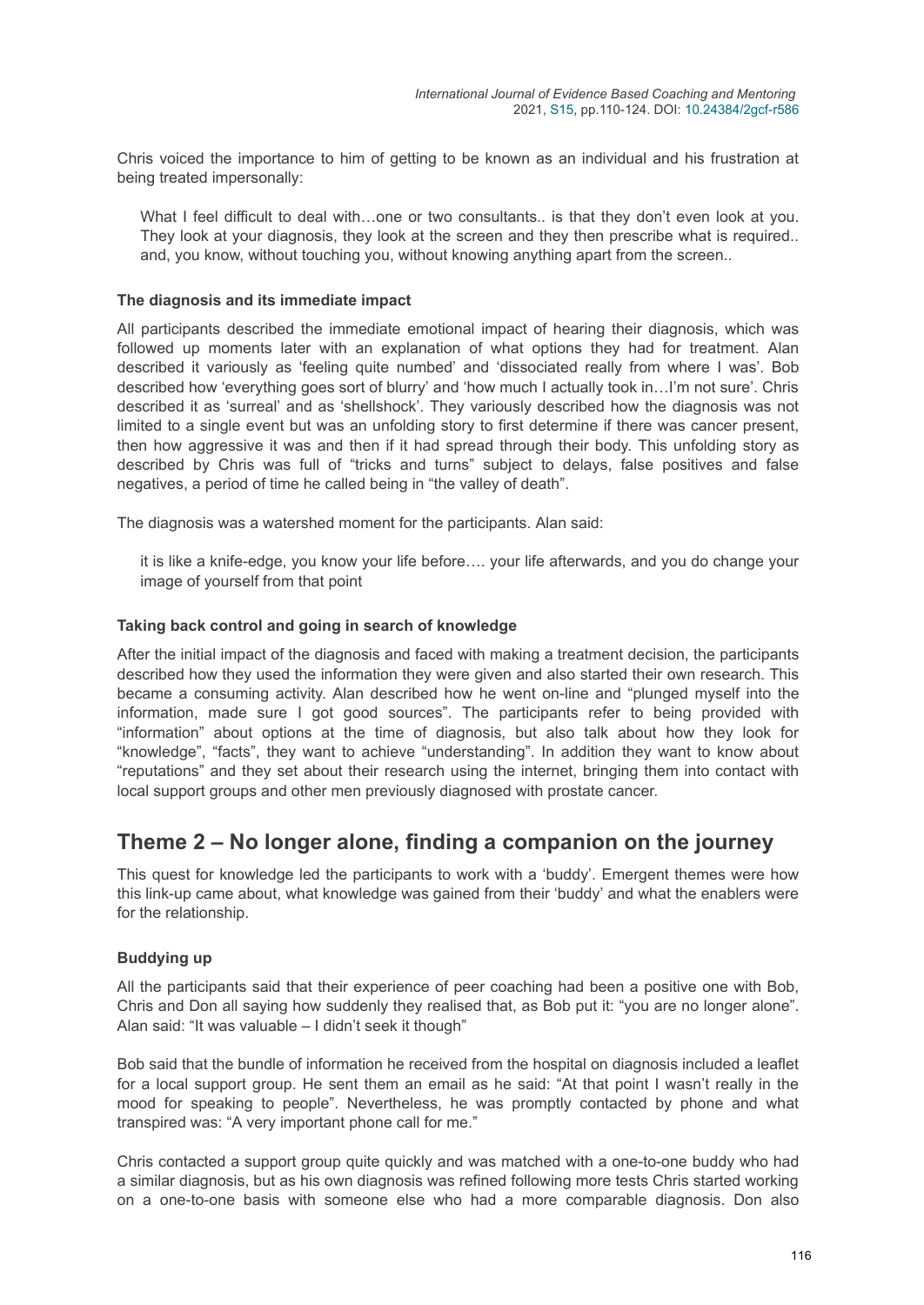Chris voiced the importance to him of getting to be known as an individual and his frustration at being treated impersonally:

> What I feel difficult to deal with…one or two consultants.. is that they don't even look at you. They look at your diagnosis, they look at the screen and they then prescribe what is required.. and, you know, without touching you, without knowing anything apart from the screen..

#### The diagnosis and its immediate impact

All participants described the immediate emotional impact of hearing their diagnosis, which was followed up moments later with an explanation of what options they had for treatment. Alan described it variously as 'feeling quite numbed' and 'dissociated really from where I was'. Bob described how 'everything goes sort of blurry' and 'how much I actually took in…I'm not sure'. Chris described it as 'surreal' and as 'shellshock'. They variously described how the diagnosis was not limited to a single event but was an unfolding story to first determine if there was cancer present, then how aggressive it was and then if it had spread through their body. This unfolding story as described by Chris was full of "tricks and turns" subject to delays, false positives and false negatives, a period of time he called being in "the valley of death".

The diagnosis was a watershed moment for the participants. Alan said:

> it is like a knife-edge, you know your life before…. your life afterwards, and you do change your image of yourself from that point

#### Taking back control and going in search of knowledge

After the initial impact of the diagnosis and faced with making a treatment decision, the participants described how they used the information they were given and also started their own research. This became a consuming activity. Alan described how he went on-line and "plunged myself into the information, made sure I got good sources". The participants refer to being provided with "information" about options at the time of diagnosis, but also talk about how they look for "knowledge", "facts", they want to achieve "understanding". In addition they want to know about "reputations" and they set about their research using the internet, bringing them into contact with local support groups and other men previously diagnosed with prostate cancer.

## Theme 2 – No longer alone, finding a companion on the journey

This quest for knowledge led the participants to work with a 'buddy'. Emergent themes were how this link-up came about, what knowledge was gained from their 'buddy' and what the enablers were for the relationship.

#### Buddying up

All the participants said that their experience of peer coaching had been a positive one with Bob, Chris and Don all saying how suddenly they realised that, as Bob put it: "you are no longer alone". Alan said: "It was valuable – I didn't seek it though"

Bob said that the bundle of information he received from the hospital on diagnosis included a leaflet for a local support group. He sent them an email as he said: "At that point I wasn't really in the mood for speaking to people". Nevertheless, he was promptly contacted by phone and what transpired was: "A very important phone call for me."

Chris contacted a support group quite quickly and was matched with a one-to-one buddy who had a similar diagnosis, but as his own diagnosis was refined following more tests Chris started working on a one-to-one basis with someone else who had a more comparable diagnosis. Don also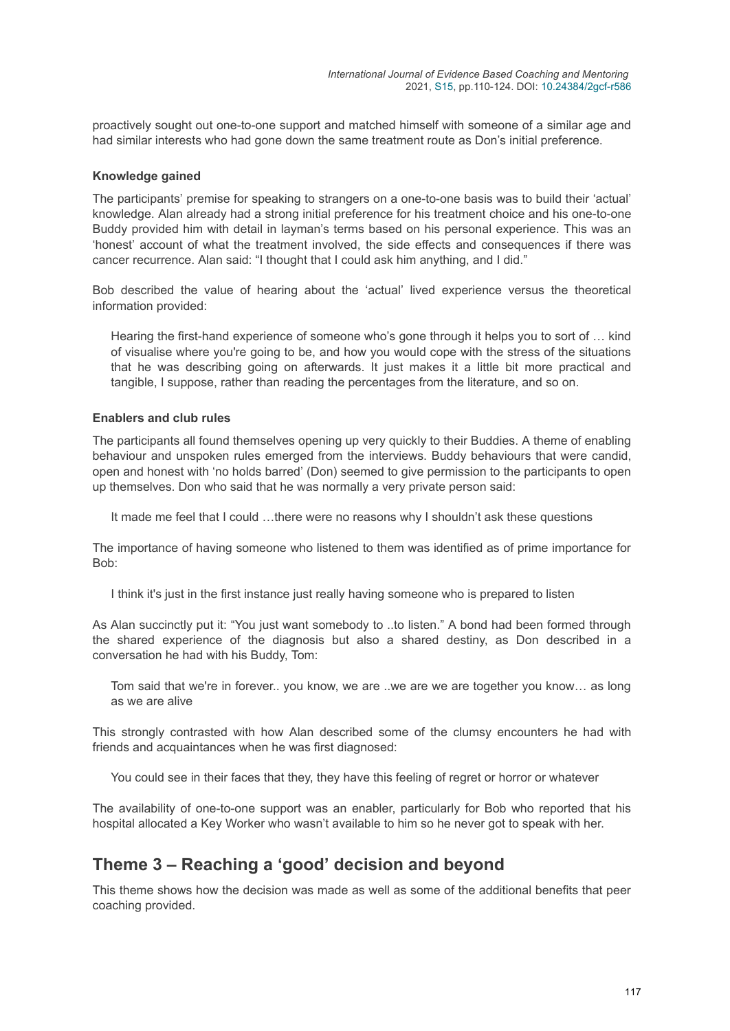proactively sought out one-to-one support and matched himself with someone of a similar age and had similar interests who had gone down the same treatment route as Don's initial preference.

**Knowledge gained**

The participants' premise for speaking to strangers on a one-to-one basis was to build their 'actual' knowledge. Alan already had a strong initial preference for his treatment choice and his one-to-one Buddy provided him with detail in layman's terms based on his personal experience. This was an 'honest' account of what the treatment involved, the side effects and consequences if there was cancer recurrence. Alan said: "I thought that I could ask him anything, and I did."

Bob described the value of hearing about the 'actual' lived experience versus the theoretical information provided:

> Hearing the first-hand experience of someone who's gone through it helps you to sort of … kind of visualise where you're going to be, and how you would cope with the stress of the situations that he was describing going on afterwards. It just makes it a little bit more practical and tangible, I suppose, rather than reading the percentages from the literature, and so on.

**Enablers and club rules**

The participants all found themselves opening up very quickly to their Buddies. A theme of enabling behaviour and unspoken rules emerged from the interviews. Buddy behaviours that were candid, open and honest with 'no holds barred' (Don) seemed to give permission to the participants to open up themselves. Don who said that he was normally a very private person said:

> It made me feel that I could …there were no reasons why I shouldn't ask these questions

The importance of having someone who listened to them was identified as of prime importance for Bob:

> I think it's just in the first instance just really having someone who is prepared to listen

As Alan succinctly put it: "You just want somebody to ..to listen." A bond had been formed through the shared experience of the diagnosis but also a shared destiny, as Don described in a conversation he had with his Buddy, Tom:

> Tom said that we're in forever.. you know, we are ..we are we are together you know… as long as we are alive

This strongly contrasted with how Alan described some of the clumsy encounters he had with friends and acquaintances when he was first diagnosed:

> You could see in their faces that they, they have this feeling of regret or horror or whatever

The availability of one-to-one support was an enabler, particularly for Bob who reported that his hospital allocated a Key Worker who wasn't available to him so he never got to speak with her.

## Theme 3 – Reaching a 'good' decision and beyond

This theme shows how the decision was made as well as some of the additional benefits that peer coaching provided.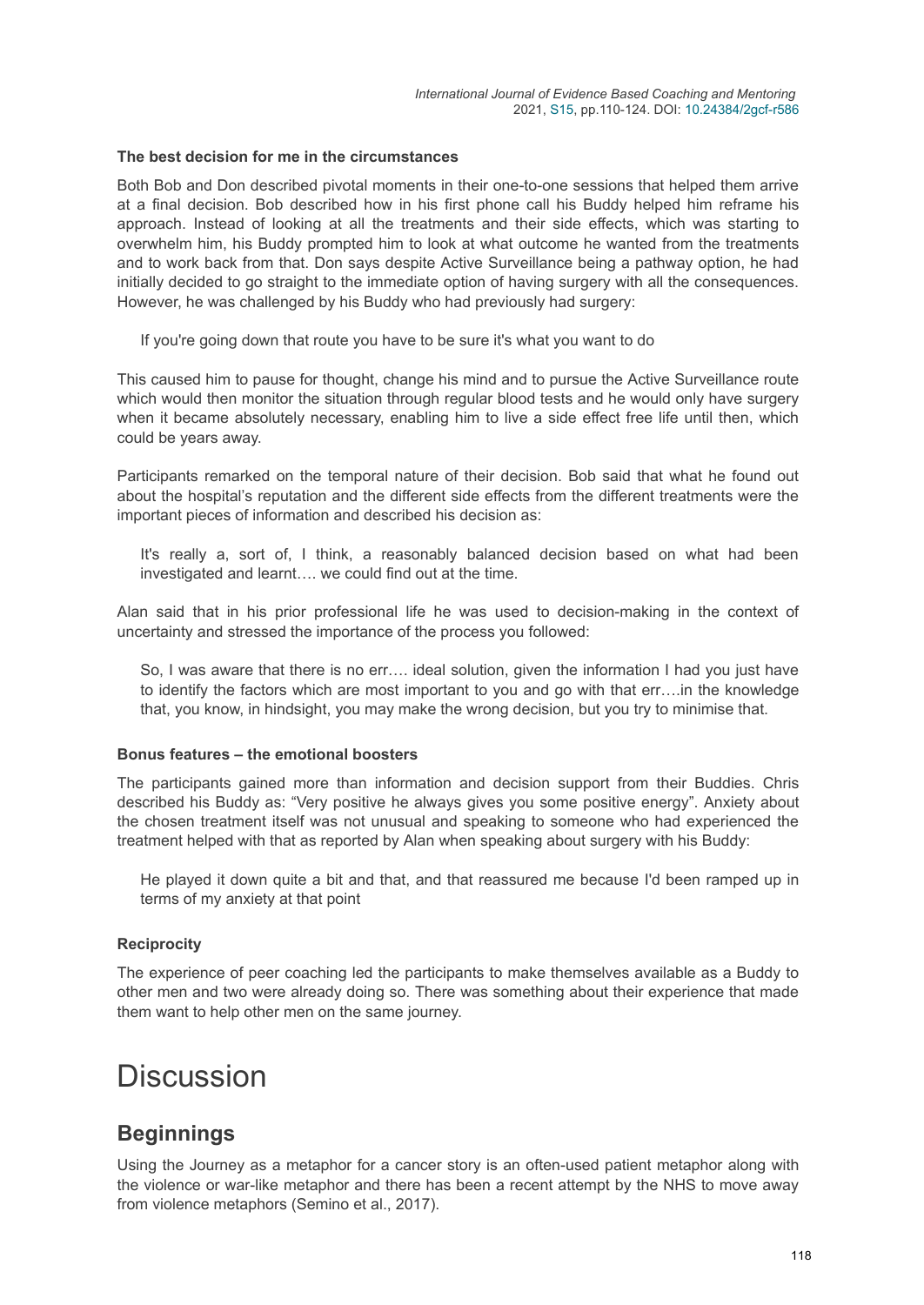### The best decision for me in the circumstances

Both Bob and Don described pivotal moments in their one-to-one sessions that helped them arrive at a final decision. Bob described how in his first phone call his Buddy helped him reframe his approach. Instead of looking at all the treatments and their side effects, which was starting to overwhelm him, his Buddy prompted him to look at what outcome he wanted from the treatments and to work back from that. Don says despite Active Surveillance being a pathway option, he had initially decided to go straight to the immediate option of having surgery with all the consequences. However, he was challenged by his Buddy who had previously had surgery:

> If you're going down that route you have to be sure it's what you want to do

This caused him to pause for thought, change his mind and to pursue the Active Surveillance route which would then monitor the situation through regular blood tests and he would only have surgery when it became absolutely necessary, enabling him to live a side effect free life until then, which could be years away.

Participants remarked on the temporal nature of their decision. Bob said that what he found out about the hospital's reputation and the different side effects from the different treatments were the important pieces of information and described his decision as:

> It's really a, sort of, I think, a reasonably balanced decision based on what had been investigated and learnt…. we could find out at the time.

Alan said that in his prior professional life he was used to decision-making in the context of uncertainty and stressed the importance of the process you followed:

> So, I was aware that there is no err…. ideal solution, given the information I had you just have to identify the factors which are most important to you and go with that err….in the knowledge that, you know, in hindsight, you may make the wrong decision, but you try to minimise that.

### Bonus features – the emotional boosters

The participants gained more than information and decision support from their Buddies. Chris described his Buddy as: "Very positive he always gives you some positive energy". Anxiety about the chosen treatment itself was not unusual and speaking to someone who had experienced the treatment helped with that as reported by Alan when speaking about surgery with his Buddy:

> He played it down quite a bit and that, and that reassured me because I'd been ramped up in terms of my anxiety at that point

### Reciprocity

The experience of peer coaching led the participants to make themselves available as a Buddy to other men and two were already doing so. There was something about their experience that made them want to help other men on the same journey.

# Discussion

## Beginnings

Using the Journey as a metaphor for a cancer story is an often-used patient metaphor along with the violence or war-like metaphor and there has been a recent attempt by the NHS to move away from violence metaphors (Semino et al., 2017).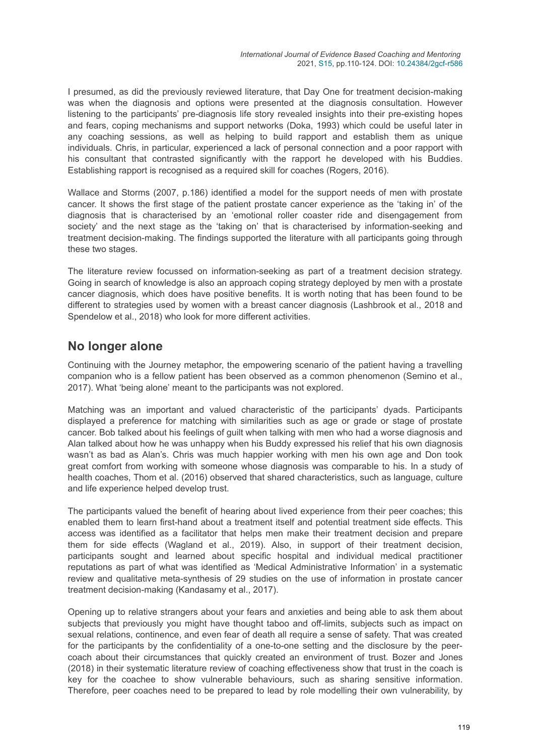I presumed, as did the previously reviewed literature, that Day One for treatment decision-making was when the diagnosis and options were presented at the diagnosis consultation. However listening to the participants' pre-diagnosis life story revealed insights into their pre-existing hopes and fears, coping mechanisms and support networks (Doka, 1993) which could be useful later in any coaching sessions, as well as helping to build rapport and establish them as unique individuals. Chris, in particular, experienced a lack of personal connection and a poor rapport with his consultant that contrasted significantly with the rapport he developed with his Buddies. Establishing rapport is recognised as a required skill for coaches (Rogers, 2016).

Wallace and Storms (2007, p.186) identified a model for the support needs of men with prostate cancer. It shows the first stage of the patient prostate cancer experience as the 'taking in' of the diagnosis that is characterised by an 'emotional roller coaster ride and disengagement from society' and the next stage as the 'taking on' that is characterised by information-seeking and treatment decision-making. The findings supported the literature with all participants going through these two stages.

The literature review focussed on information-seeking as part of a treatment decision strategy. Going in search of knowledge is also an approach coping strategy deployed by men with a prostate cancer diagnosis, which does have positive benefits. It is worth noting that has been found to be different to strategies used by women with a breast cancer diagnosis (Lashbrook et al., 2018 and Spendelow et al., 2018) who look for more different activities.

## No longer alone

Continuing with the Journey metaphor, the empowering scenario of the patient having a travelling companion who is a fellow patient has been observed as a common phenomenon (Semino et al., 2017). What 'being alone' meant to the participants was not explored.

Matching was an important and valued characteristic of the participants' dyads. Participants displayed a preference for matching with similarities such as age or grade or stage of prostate cancer. Bob talked about his feelings of guilt when talking with men who had a worse diagnosis and Alan talked about how he was unhappy when his Buddy expressed his relief that his own diagnosis wasn't as bad as Alan's. Chris was much happier working with men his own age and Don took great comfort from working with someone whose diagnosis was comparable to his. In a study of health coaches, Thom et al. (2016) observed that shared characteristics, such as language, culture and life experience helped develop trust.

The participants valued the benefit of hearing about lived experience from their peer coaches; this enabled them to learn first-hand about a treatment itself and potential treatment side effects. This access was identified as a facilitator that helps men make their treatment decision and prepare them for side effects (Wagland et al., 2019). Also, in support of their treatment decision, participants sought and learned about specific hospital and individual medical practitioner reputations as part of what was identified as 'Medical Administrative Information' in a systematic review and qualitative meta-synthesis of 29 studies on the use of information in prostate cancer treatment decision-making (Kandasamy et al., 2017).

Opening up to relative strangers about your fears and anxieties and being able to ask them about subjects that previously you might have thought taboo and off-limits, subjects such as impact on sexual relations, continence, and even fear of death all require a sense of safety. That was created for the participants by the confidentiality of a one-to-one setting and the disclosure by the peer-coach about their circumstances that quickly created an environment of trust. Bozer and Jones (2018) in their systematic literature review of coaching effectiveness show that trust in the coach is key for the coachee to show vulnerable behaviours, such as sharing sensitive information. Therefore, peer coaches need to be prepared to lead by role modelling their own vulnerability, by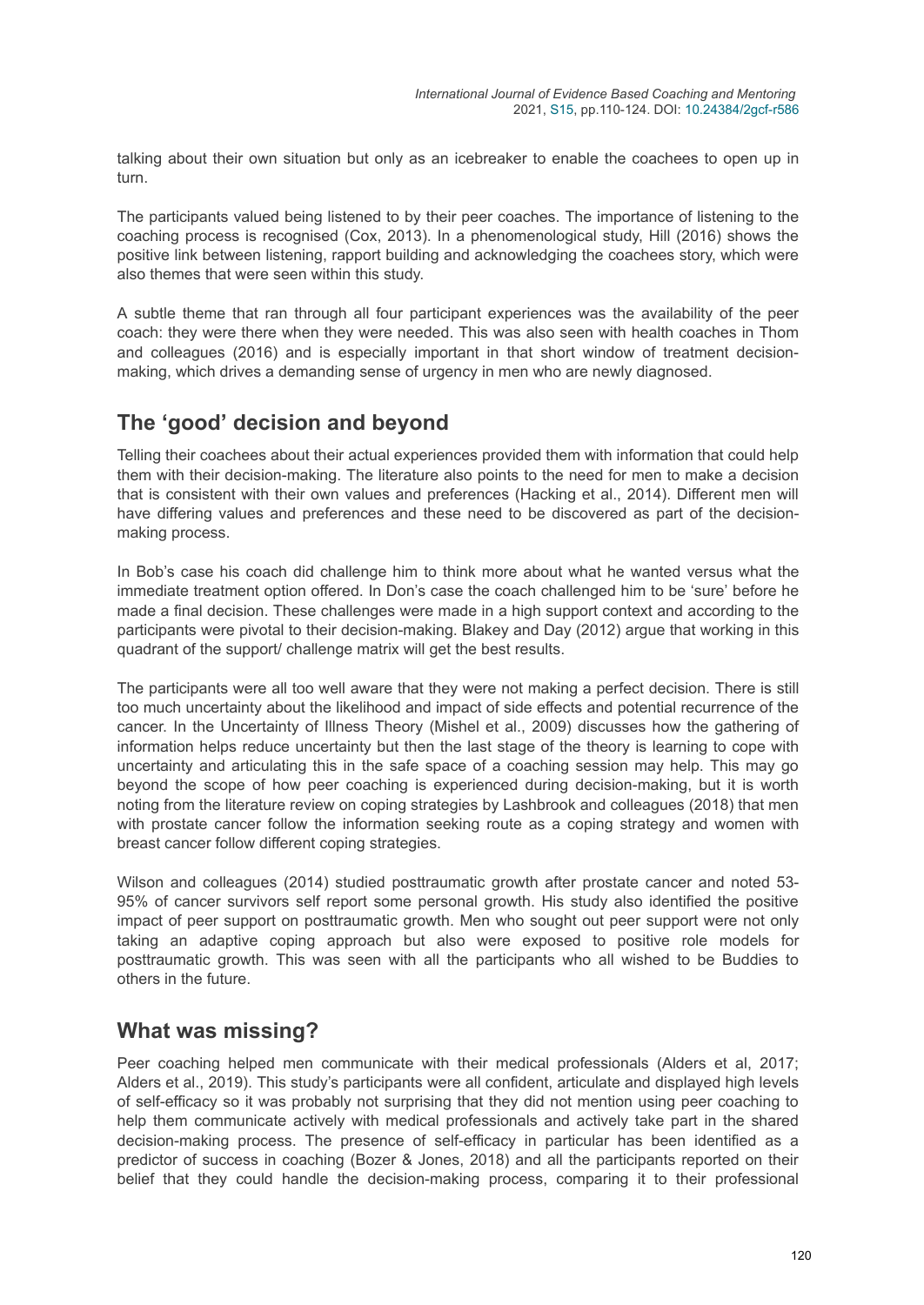talking about their own situation but only as an icebreaker to enable the coachees to open up in turn.

The participants valued being listened to by their peer coaches. The importance of listening to the coaching process is recognised (Cox, 2013). In a phenomenological study, Hill (2016) shows the positive link between listening, rapport building and acknowledging the coachees story, which were also themes that were seen within this study.

A subtle theme that ran through all four participant experiences was the availability of the peer coach: they were there when they were needed. This was also seen with health coaches in Thom and colleagues (2016) and is especially important in that short window of treatment decision-making, which drives a demanding sense of urgency in men who are newly diagnosed.

## The 'good' decision and beyond

Telling their coachees about their actual experiences provided them with information that could help them with their decision-making. The literature also points to the need for men to make a decision that is consistent with their own values and preferences (Hacking et al., 2014). Different men will have differing values and preferences and these need to be discovered as part of the decision-making process.

In Bob's case his coach did challenge him to think more about what he wanted versus what the immediate treatment option offered. In Don's case the coach challenged him to be 'sure' before he made a final decision. These challenges were made in a high support context and according to the participants were pivotal to their decision-making. Blakey and Day (2012) argue that working in this quadrant of the support/ challenge matrix will get the best results.

The participants were all too well aware that they were not making a perfect decision. There is still too much uncertainty about the likelihood and impact of side effects and potential recurrence of the cancer. In the Uncertainty of Illness Theory (Mishel et al., 2009) discusses how the gathering of information helps reduce uncertainty but then the last stage of the theory is learning to cope with uncertainty and articulating this in the safe space of a coaching session may help. This may go beyond the scope of how peer coaching is experienced during decision-making, but it is worth noting from the literature review on coping strategies by Lashbrook and colleagues (2018) that men with prostate cancer follow the information seeking route as a coping strategy and women with breast cancer follow different coping strategies.

Wilson and colleagues (2014) studied posttraumatic growth after prostate cancer and noted 53-95% of cancer survivors self report some personal growth. His study also identified the positive impact of peer support on posttraumatic growth. Men who sought out peer support were not only taking an adaptive coping approach but also were exposed to positive role models for posttraumatic growth. This was seen with all the participants who all wished to be Buddies to others in the future.

## What was missing?

Peer coaching helped men communicate with their medical professionals (Alders et al, 2017; Alders et al., 2019). This study's participants were all confident, articulate and displayed high levels of self-efficacy so it was probably not surprising that they did not mention using peer coaching to help them communicate actively with medical professionals and actively take part in the shared decision-making process. The presence of self-efficacy in particular has been identified as a predictor of success in coaching (Bozer & Jones, 2018) and all the participants reported on their belief that they could handle the decision-making process, comparing it to their professional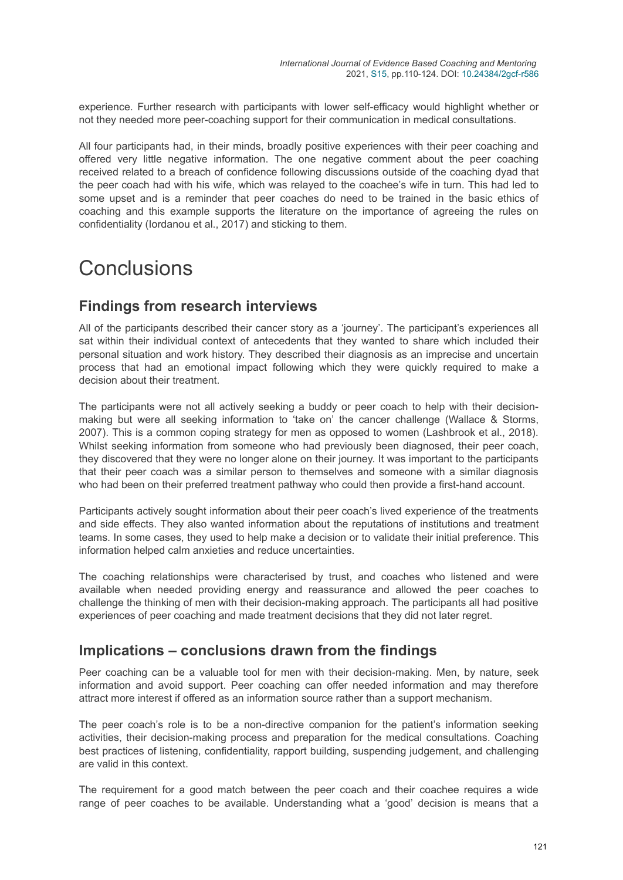experience. Further research with participants with lower self-efficacy would highlight whether or not they needed more peer-coaching support for their communication in medical consultations.

All four participants had, in their minds, broadly positive experiences with their peer coaching and offered very little negative information. The one negative comment about the peer coaching received related to a breach of confidence following discussions outside of the coaching dyad that the peer coach had with his wife, which was relayed to the coachee's wife in turn. This had led to some upset and is a reminder that peer coaches do need to be trained in the basic ethics of coaching and this example supports the literature on the importance of agreeing the rules on confidentiality (Iordanou et al., 2017) and sticking to them.

# Conclusions

## Findings from research interviews

All of the participants described their cancer story as a 'journey'. The participant's experiences all sat within their individual context of antecedents that they wanted to share which included their personal situation and work history. They described their diagnosis as an imprecise and uncertain process that had an emotional impact following which they were quickly required to make a decision about their treatment.

The participants were not all actively seeking a buddy or peer coach to help with their decision-making but were all seeking information to 'take on' the cancer challenge (Wallace & Storms, 2007). This is a common coping strategy for men as opposed to women (Lashbrook et al., 2018). Whilst seeking information from someone who had previously been diagnosed, their peer coach, they discovered that they were no longer alone on their journey. It was important to the participants that their peer coach was a similar person to themselves and someone with a similar diagnosis who had been on their preferred treatment pathway who could then provide a first-hand account.

Participants actively sought information about their peer coach's lived experience of the treatments and side effects. They also wanted information about the reputations of institutions and treatment teams. In some cases, they used to help make a decision or to validate their initial preference. This information helped calm anxieties and reduce uncertainties.

The coaching relationships were characterised by trust, and coaches who listened and were available when needed providing energy and reassurance and allowed the peer coaches to challenge the thinking of men with their decision-making approach. The participants all had positive experiences of peer coaching and made treatment decisions that they did not later regret.

## Implications – conclusions drawn from the findings

Peer coaching can be a valuable tool for men with their decision-making. Men, by nature, seek information and avoid support. Peer coaching can offer needed information and may therefore attract more interest if offered as an information source rather than a support mechanism.

The peer coach's role is to be a non-directive companion for the patient's information seeking activities, their decision-making process and preparation for the medical consultations. Coaching best practices of listening, confidentiality, rapport building, suspending judgement, and challenging are valid in this context.

The requirement for a good match between the peer coach and their coachee requires a wide range of peer coaches to be available. Understanding what a 'good' decision is means that a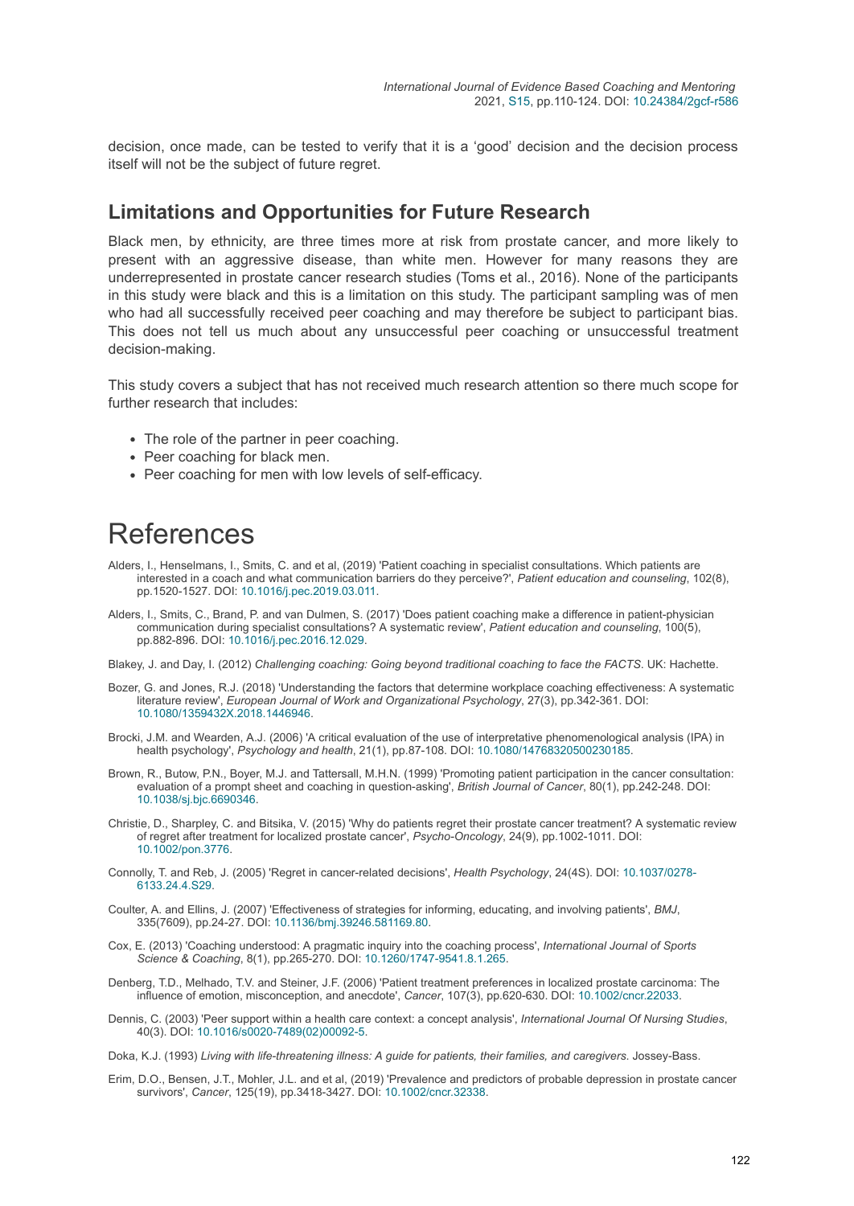decision, once made, can be tested to verify that it is a 'good' decision and the decision process itself will not be the subject of future regret.

## Limitations and Opportunities for Future Research

Black men, by ethnicity, are three times more at risk from prostate cancer, and more likely to present with an aggressive disease, than white men. However for many reasons they are underrepresented in prostate cancer research studies (Toms et al., 2016). None of the participants in this study were black and this is a limitation on this study. The participant sampling was of men who had all successfully received peer coaching and may therefore be subject to participant bias. This does not tell us much about any unsuccessful peer coaching or unsuccessful treatment decision-making.

This study covers a subject that has not received much research attention so there much scope for further research that includes:

- The role of the partner in peer coaching.
- Peer coaching for black men.
- Peer coaching for men with low levels of self-efficacy.

# References

Alders, I., Henselmans, I., Smits, C. and et al, (2019) 'Patient coaching in specialist consultations. Which patients are interested in a coach and what communication barriers do they perceive?', *Patient education and counseling*, 102(8), pp.1520-1527. DOI: 10.1016/j.pec.2019.03.011.

Alders, I., Smits, C., Brand, P. and van Dulmen, S. (2017) 'Does patient coaching make a difference in patient-physician communication during specialist consultations? A systematic review', *Patient education and counseling*, 100(5), pp.882-896. DOI: 10.1016/j.pec.2016.12.029.

Blakey, J. and Day, I. (2012) *Challenging coaching: Going beyond traditional coaching to face the FACTS*. UK: Hachette.

Bozer, G. and Jones, R.J. (2018) 'Understanding the factors that determine workplace coaching effectiveness: A systematic literature review', *European Journal of Work and Organizational Psychology*, 27(3), pp.342-361. DOI: 10.1080/1359432X.2018.1446946.

Brocki, J.M. and Wearden, A.J. (2006) 'A critical evaluation of the use of interpretative phenomenological analysis (IPA) in health psychology', *Psychology and health*, 21(1), pp.87-108. DOI: 10.1080/14768320500230185.

Brown, R., Butow, P.N., Boyer, M.J. and Tattersall, M.H.N. (1999) 'Promoting patient participation in the cancer consultation: evaluation of a prompt sheet and coaching in question-asking', *British Journal of Cancer*, 80(1), pp.242-248. DOI: 10.1038/sj.bjc.6690346.

Christie, D., Sharpley, C. and Bitsika, V. (2015) 'Why do patients regret their prostate cancer treatment? A systematic review of regret after treatment for localized prostate cancer', *Psycho-Oncology*, 24(9), pp.1002-1011. DOI: 10.1002/pon.3776.

Connolly, T. and Reb, J. (2005) 'Regret in cancer-related decisions', *Health Psychology*, 24(4S). DOI: 10.1037/0278-6133.24.4.S29.

Coulter, A. and Ellins, J. (2007) 'Effectiveness of strategies for informing, educating, and involving patients', *BMJ*, 335(7609), pp.24-27. DOI: 10.1136/bmj.39246.581169.80.

Cox, E. (2013) 'Coaching understood: A pragmatic inquiry into the coaching process', *International Journal of Sports Science & Coaching*, 8(1), pp.265-270. DOI: 10.1260/1747-9541.8.1.265.

Denberg, T.D., Melhado, T.V. and Steiner, J.F. (2006) 'Patient treatment preferences in localized prostate carcinoma: The influence of emotion, misconception, and anecdote', *Cancer*, 107(3), pp.620-630. DOI: 10.1002/cncr.22033.

Dennis, C. (2003) 'Peer support within a health care context: a concept analysis', *International Journal Of Nursing Studies*, 40(3). DOI: 10.1016/s0020-7489(02)00092-5.

Doka, K.J. (1993) *Living with life-threatening illness: A guide for patients, their families, and caregivers*. Jossey-Bass.

Erim, D.O., Bensen, J.T., Mohler, J.L. and et al, (2019) 'Prevalence and predictors of probable depression in prostate cancer survivors', *Cancer*, 125(19), pp.3418-3427. DOI: 10.1002/cncr.32338.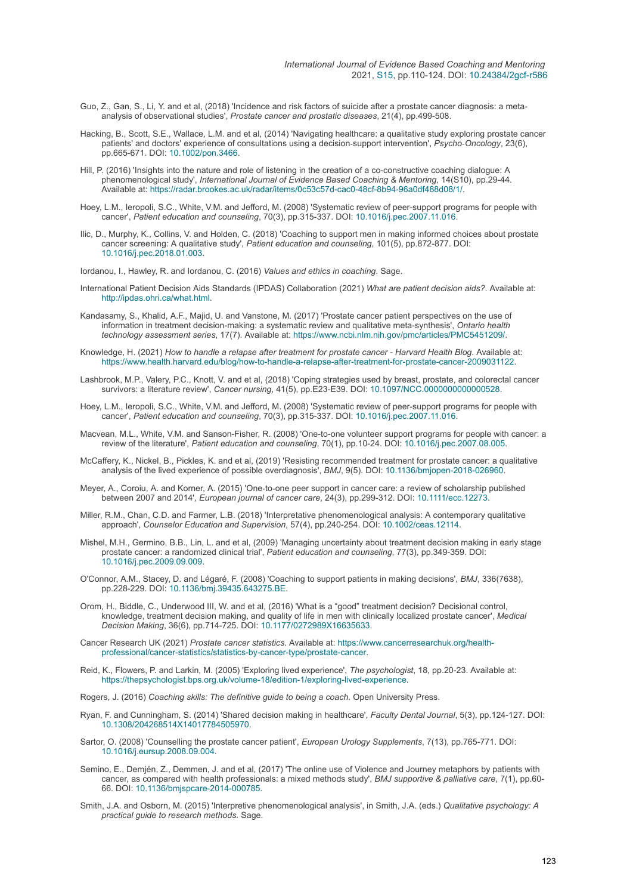Guo, Z., Gan, S., Li, Y. and et al, (2018) 'Incidence and risk factors of suicide after a prostate cancer diagnosis: a meta-analysis of observational studies', *Prostate cancer and prostatic diseases*, 21(4), pp.499-508.

Hacking, B., Scott, S.E., Wallace, L.M. and et al, (2014) 'Navigating healthcare: a qualitative study exploring prostate cancer patients' and doctors' experience of consultations using a decision-support intervention', *Psycho‐Oncology*, 23(6), pp.665-671. DOI: 10.1002/pon.3466.

Hill, P. (2016) 'Insights into the nature and role of listening in the creation of a co-constructive coaching dialogue: A phenomenological study', *International Journal of Evidence Based Coaching & Mentoring*, 14(S10), pp.29-44. Available at: https://radar.brookes.ac.uk/radar/items/0c53c57d-cac0-48cf-8b94-96a0df488d08/1/.

Hoey, L.M., Ieropoli, S.C., White, V.M. and Jefford, M. (2008) 'Systematic review of peer-support programs for people with cancer', *Patient education and counseling*, 70(3), pp.315-337. DOI: 10.1016/j.pec.2007.11.016.

Ilic, D., Murphy, K., Collins, V. and Holden, C. (2018) 'Coaching to support men in making informed choices about prostate cancer screening: A qualitative study', *Patient education and counseling*, 101(5), pp.872-877. DOI: 10.1016/j.pec.2018.01.003.

Iordanou, I., Hawley, R. and Iordanou, C. (2016) *Values and ethics in coaching*. Sage.

International Patient Decision Aids Standards (IPDAS) Collaboration (2021) *What are patient decision aids?*. Available at: http://ipdas.ohri.ca/what.html.

Kandasamy, S., Khalid, A.F., Majid, U. and Vanstone, M. (2017) 'Prostate cancer patient perspectives on the use of information in treatment decision-making: a systematic review and qualitative meta-synthesis', *Ontario health technology assessment series*, 17(7). Available at: https://www.ncbi.nlm.nih.gov/pmc/articles/PMC5451209/.

Knowledge, H. (2021) *How to handle a relapse after treatment for prostate cancer - Harvard Health Blog*. Available at: https://www.health.harvard.edu/blog/how-to-handle-a-relapse-after-treatment-for-prostate-cancer-2009031122.

Lashbrook, M.P., Valery, P.C., Knott, V. and et al, (2018) 'Coping strategies used by breast, prostate, and colorectal cancer survivors: a literature review', *Cancer nursing*, 41(5), pp.E23-E39. DOI: 10.1097/NCC.0000000000000528.

Hoey, L.M., Ieropoli, S.C., White, V.M. and Jefford, M. (2008) 'Systematic review of peer-support programs for people with cancer', *Patient education and counseling*, 70(3), pp.315-337. DOI: 10.1016/j.pec.2007.11.016.

Macvean, M.L., White, V.M. and Sanson-Fisher, R. (2008) 'One-to-one volunteer support programs for people with cancer: a review of the literature', *Patient education and counseling*, 70(1), pp.10-24. DOI: 10.1016/j.pec.2007.08.005.

McCaffery, K., Nickel, B., Pickles, K. and et al, (2019) 'Resisting recommended treatment for prostate cancer: a qualitative analysis of the lived experience of possible overdiagnosis', *BMJ*, 9(5). DOI: 10.1136/bmjopen-2018-026960.

Meyer, A., Coroiu, A. and Korner, A. (2015) 'One-to-one peer support in cancer care: a review of scholarship published between 2007 and 2014', *European journal of cancer care*, 24(3), pp.299-312. DOI: 10.1111/ecc.12273.

Miller, R.M., Chan, C.D. and Farmer, L.B. (2018) 'Interpretative phenomenological analysis: A contemporary qualitative approach', *Counselor Education and Supervision*, 57(4), pp.240-254. DOI: 10.1002/ceas.12114.

Mishel, M.H., Germino, B.B., Lin, L. and et al, (2009) 'Managing uncertainty about treatment decision making in early stage prostate cancer: a randomized clinical trial', *Patient education and counseling*, 77(3), pp.349-359. DOI: 10.1016/j.pec.2009.09.009.

O'Connor, A.M., Stacey, D. and Légaré, F. (2008) 'Coaching to support patients in making decisions', *BMJ*, 336(7638), pp.228-229. DOI: 10.1136/bmj.39435.643275.BE.

Orom, H., Biddle, C., Underwood III, W. and et al, (2016) 'What is a "good" treatment decision? Decisional control, knowledge, treatment decision making, and quality of life in men with clinically localized prostate cancer', *Medical Decision Making*, 36(6), pp.714-725. DOI: 10.1177/0272989X16635633.

Cancer Research UK (2021) *Prostate cancer statistics*. Available at: https://www.cancerresearchuk.org/health-professional/cancer-statistics/statistics-by-cancer-type/prostate-cancer.

Reid, K., Flowers, P. and Larkin, M. (2005) 'Exploring lived experience', *The psychologist*, 18, pp.20-23. Available at: https://thepsychologist.bps.org.uk/volume-18/edition-1/exploring-lived-experience.

Rogers, J. (2016) *Coaching skills: The definitive guide to being a coach*. Open University Press.

Ryan, F. and Cunningham, S. (2014) 'Shared decision making in healthcare', *Faculty Dental Journal*, 5(3), pp.124-127. DOI: 10.1308/204268514X14017784505970.

Sartor, O. (2008) 'Counselling the prostate cancer patient', *European Urology Supplements*, 7(13), pp.765-771. DOI: 10.1016/j.eursup.2008.09.004.

Semino, E., Demjén, Z., Demmen, J. and et al, (2017) 'The online use of Violence and Journey metaphors by patients with cancer, as compared with health professionals: a mixed methods study', *BMJ supportive & palliative care*, 7(1), pp.60-66. DOI: 10.1136/bmjspcare-2014-000785.

Smith, J.A. and Osborn, M. (2015) 'Interpretive phenomenological analysis', in Smith, J.A. (eds.) *Qualitative psychology: A practical guide to research methods*. Sage.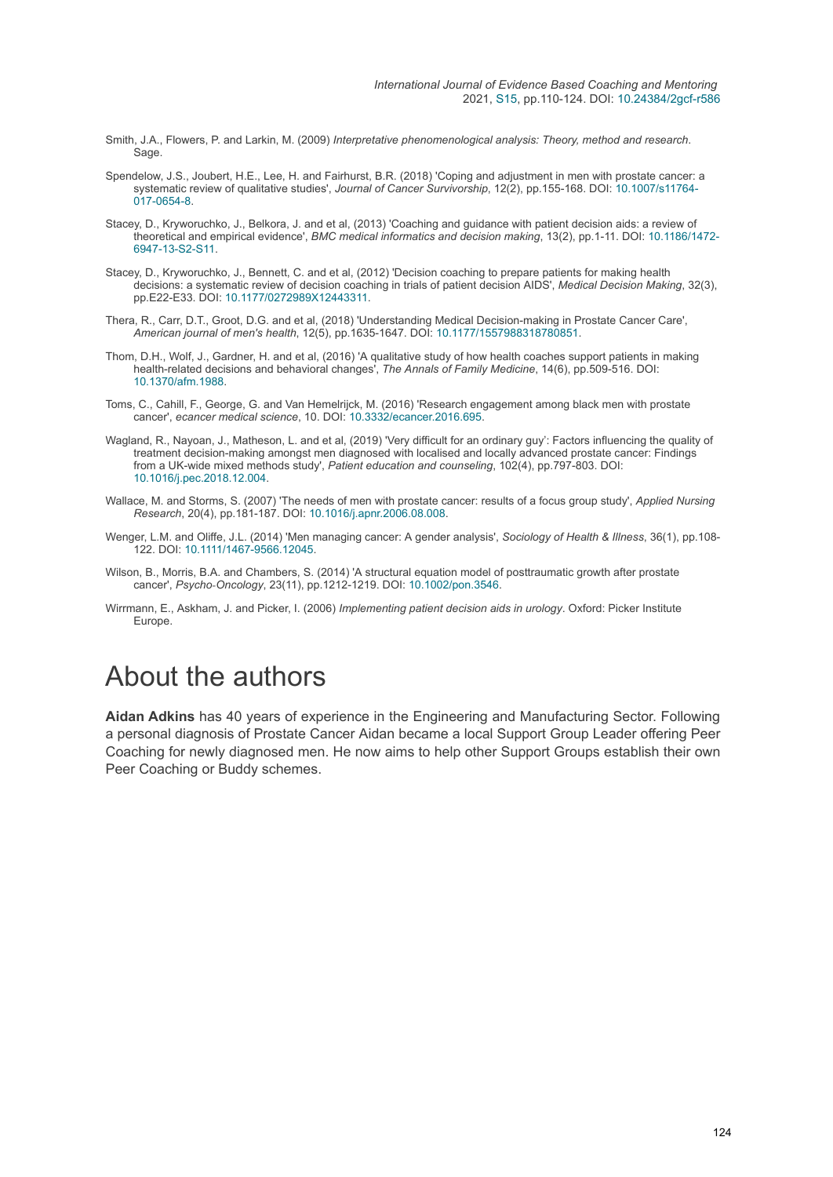Smith, J.A., Flowers, P. and Larkin, M. (2009) *Interpretative phenomenological analysis: Theory, method and research*. Sage.

Spendelow, J.S., Joubert, H.E., Lee, H. and Fairhurst, B.R. (2018) 'Coping and adjustment in men with prostate cancer: a systematic review of qualitative studies', *Journal of Cancer Survivorship*, 12(2), pp.155-168. DOI: 10.1007/s11764-017-0654-8.

Stacey, D., Kryworuchko, J., Belkora, J. and et al, (2013) 'Coaching and guidance with patient decision aids: a review of theoretical and empirical evidence', *BMC medical informatics and decision making*, 13(2), pp.1-11. DOI: 10.1186/1472-6947-13-S2-S11.

Stacey, D., Kryworuchko, J., Bennett, C. and et al, (2012) 'Decision coaching to prepare patients for making health decisions: a systematic review of decision coaching in trials of patient decision AIDS', *Medical Decision Making*, 32(3), pp.E22-E33. DOI: 10.1177/0272989X12443311.

Thera, R., Carr, D.T., Groot, D.G. and et al, (2018) 'Understanding Medical Decision-making in Prostate Cancer Care', *American journal of men's health*, 12(5), pp.1635-1647. DOI: 10.1177/1557988318780851.

Thom, D.H., Wolf, J., Gardner, H. and et al, (2016) 'A qualitative study of how health coaches support patients in making health-related decisions and behavioral changes', *The Annals of Family Medicine*, 14(6), pp.509-516. DOI: 10.1370/afm.1988.

Toms, C., Cahill, F., George, G. and Van Hemelrijck, M. (2016) 'Research engagement among black men with prostate cancer', *ecancer medical science*, 10. DOI: 10.3332/ecancer.2016.695.

Wagland, R., Nayoan, J., Matheson, L. and et al, (2019) 'Very difficult for an ordinary guy': Factors influencing the quality of treatment decision-making amongst men diagnosed with localised and locally advanced prostate cancer: Findings from a UK-wide mixed methods study', *Patient education and counseling*, 102(4), pp.797-803. DOI: 10.1016/j.pec.2018.12.004.

Wallace, M. and Storms, S. (2007) 'The needs of men with prostate cancer: results of a focus group study', *Applied Nursing Research*, 20(4), pp.181-187. DOI: 10.1016/j.apnr.2006.08.008.

Wenger, L.M. and Oliffe, J.L. (2014) 'Men managing cancer: A gender analysis', *Sociology of Health & Illness*, 36(1), pp.108-122. DOI: 10.1111/1467-9566.12045.

Wilson, B., Morris, B.A. and Chambers, S. (2014) 'A structural equation model of posttraumatic growth after prostate cancer', *Psycho‐Oncology*, 23(11), pp.1212-1219. DOI: 10.1002/pon.3546.

Wirrmann, E., Askham, J. and Picker, I. (2006) *Implementing patient decision aids in urology*. Oxford: Picker Institute Europe.

# About the authors

**Aidan Adkins** has 40 years of experience in the Engineering and Manufacturing Sector. Following a personal diagnosis of Prostate Cancer Aidan became a local Support Group Leader offering Peer Coaching for newly diagnosed men. He now aims to help other Support Groups establish their own Peer Coaching or Buddy schemes.